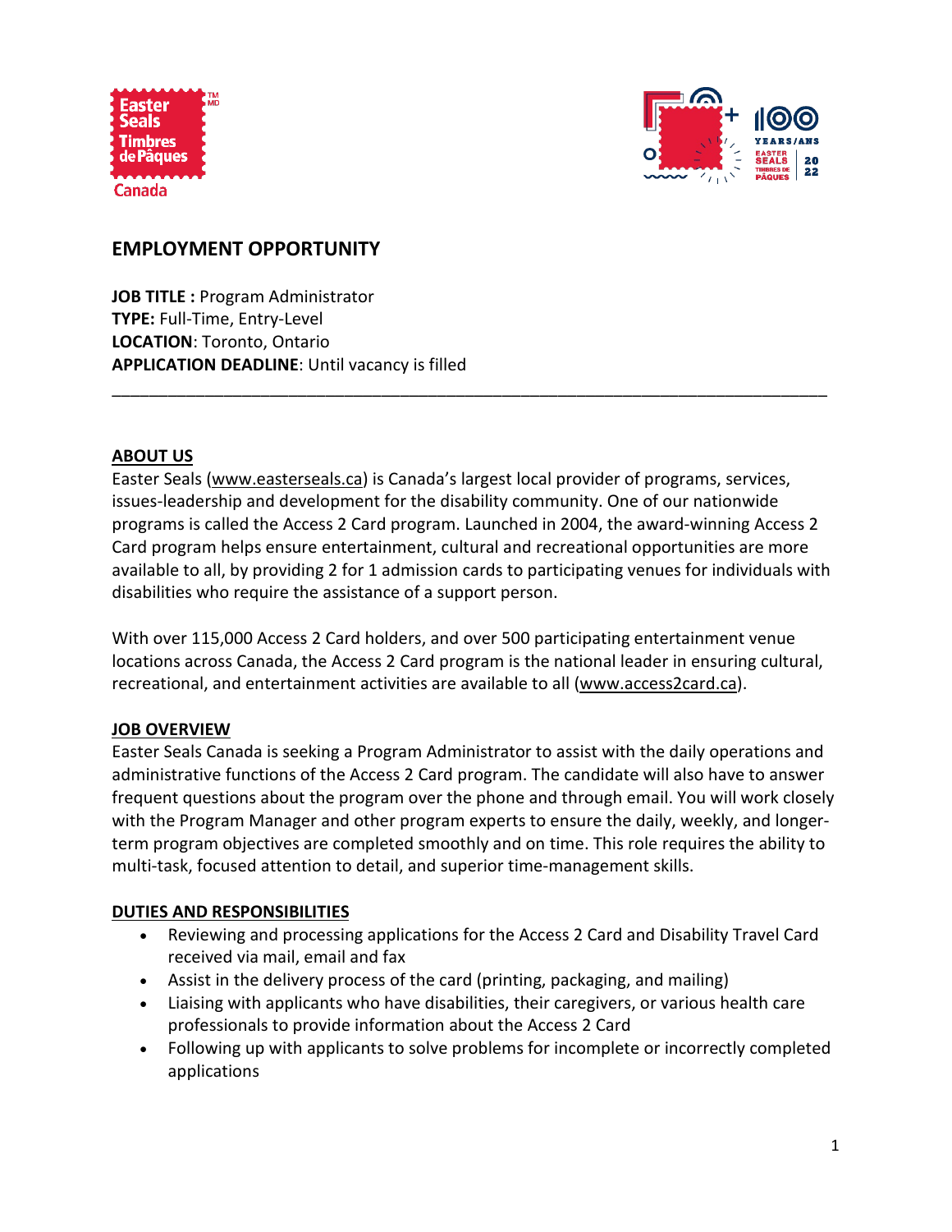## EMPLOYMENT OPPORTUNITY

**JOB TITLE :** Program Administrator
**TYPE:** Full-Time, Entry-Level
**LOCATION**: Toronto, Ontario
**APPLICATION DEADLINE**: Until vacancy is filled

---

### ABOUT US

Easter Seals (www.easterseals.ca) is Canada's largest local provider of programs, services, issues-leadership and development for the disability community. One of our nationwide programs is called the Access 2 Card program. Launched in 2004, the award-winning Access 2 Card program helps ensure entertainment, cultural and recreational opportunities are more available to all, by providing 2 for 1 admission cards to participating venues for individuals with disabilities who require the assistance of a support person.

With over 115,000 Access 2 Card holders, and over 500 participating entertainment venue locations across Canada, the Access 2 Card program is the national leader in ensuring cultural, recreational, and entertainment activities are available to all (www.access2card.ca).

### JOB OVERVIEW

Easter Seals Canada is seeking a Program Administrator to assist with the daily operations and administrative functions of the Access 2 Card program. The candidate will also have to answer frequent questions about the program over the phone and through email. You will work closely with the Program Manager and other program experts to ensure the daily, weekly, and longer-term program objectives are completed smoothly and on time. This role requires the ability to multi-task, focused attention to detail, and superior time-management skills.

### DUTIES AND RESPONSIBILITIES

- Reviewing and processing applications for the Access 2 Card and Disability Travel Card received via mail, email and fax
- Assist in the delivery process of the card (printing, packaging, and mailing)
- Liaising with applicants who have disabilities, their caregivers, or various health care professionals to provide information about the Access 2 Card
- Following up with applicants to solve problems for incomplete or incorrectly completed applications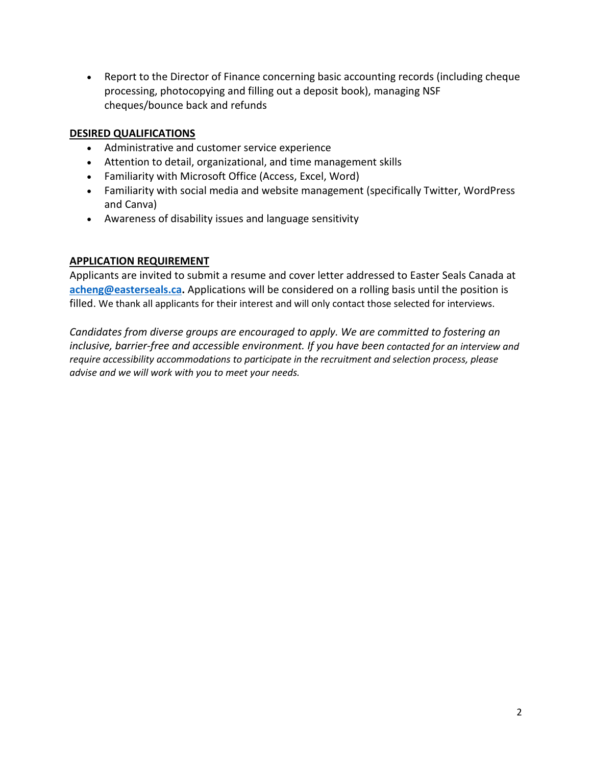- Report to the Director of Finance concerning basic accounting records (including cheque processing, photocopying and filling out a deposit book), managing NSF cheques/bounce back and refunds

**DESIRED QUALIFICATIONS**

- Administrative and customer service experience
- Attention to detail, organizational, and time management skills
- Familiarity with Microsoft Office (Access, Excel, Word)
- Familiarity with social media and website management (specifically Twitter, WordPress and Canva)
- Awareness of disability issues and language sensitivity

**APPLICATION REQUIREMENT**

Applicants are invited to submit a resume and cover letter addressed to Easter Seals Canada at **acheng@easterseals.ca.** Applications will be considered on a rolling basis until the position is filled. We thank all applicants for their interest and will only contact those selected for interviews.

*Candidates from diverse groups are encouraged to apply. We are committed to fostering an inclusive, barrier-free and accessible environment. If you have been contacted for an interview and require accessibility accommodations to participate in the recruitment and selection process, please advise and we will work with you to meet your needs.*